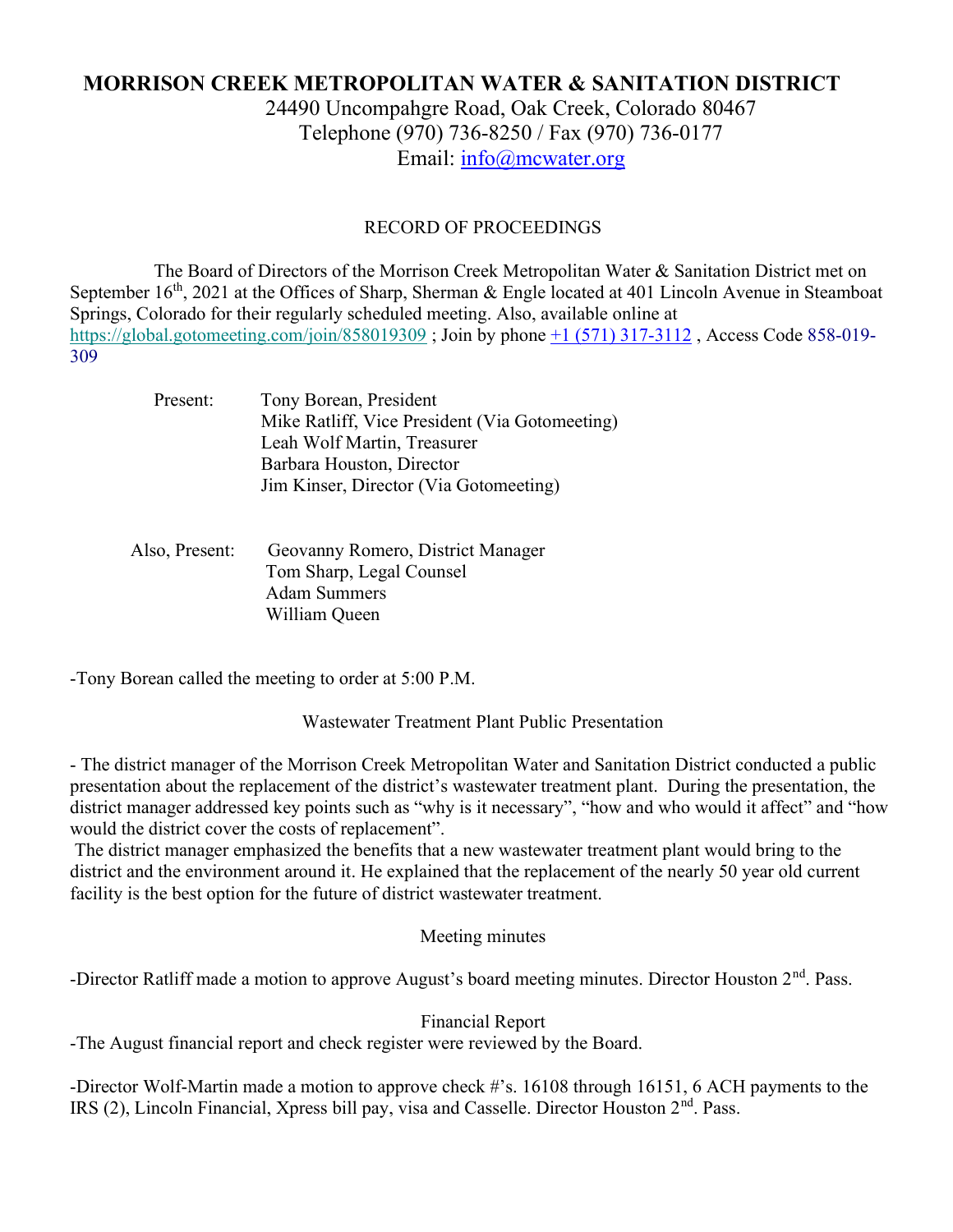# MORRISON CREEK METROPOLITAN WATER & SANITATION DISTRICT

24490 Uncompahgre Road, Oak Creek, Colorado 80467
Telephone (970) 736-8250 / Fax (970) 736-0177
Email: info@mcwater.org

## RECORD OF PROCEEDINGS

The Board of Directors of the Morrison Creek Metropolitan Water & Sanitation District met on September 16th, 2021 at the Offices of Sharp, Sherman & Engle located at 401 Lincoln Avenue in Steamboat Springs, Colorado for their regularly scheduled meeting. Also, available online at https://global.gotomeeting.com/join/858019309 ; Join by phone +1 (571) 317-3112 , Access Code 858-019-309

Present:
- Tony Borean, President
- Mike Ratliff, Vice President (Via Gotomeeting)
- Leah Wolf Martin, Treasurer
- Barbara Houston, Director
- Jim Kinser, Director (Via Gotomeeting)

Also, Present:
- Geovanny Romero, District Manager
- Tom Sharp, Legal Counsel
- Adam Summers
- William Queen

-Tony Borean called the meeting to order at 5:00 P.M.

### Wastewater Treatment Plant Public Presentation

- The district manager of the Morrison Creek Metropolitan Water and Sanitation District conducted a public presentation about the replacement of the district's wastewater treatment plant. During the presentation, the district manager addressed key points such as "why is it necessary", "how and who would it affect" and "how would the district cover the costs of replacement".

The district manager emphasized the benefits that a new wastewater treatment plant would bring to the district and the environment around it. He explained that the replacement of the nearly 50 year old current facility is the best option for the future of district wastewater treatment.

### Meeting minutes

-Director Ratliff made a motion to approve August's board meeting minutes. Director Houston 2nd. Pass.

### Financial Report

-The August financial report and check register were reviewed by the Board.

-Director Wolf-Martin made a motion to approve check #'s. 16108 through 16151, 6 ACH payments to the IRS (2), Lincoln Financial, Xpress bill pay, visa and Casselle. Director Houston 2nd. Pass.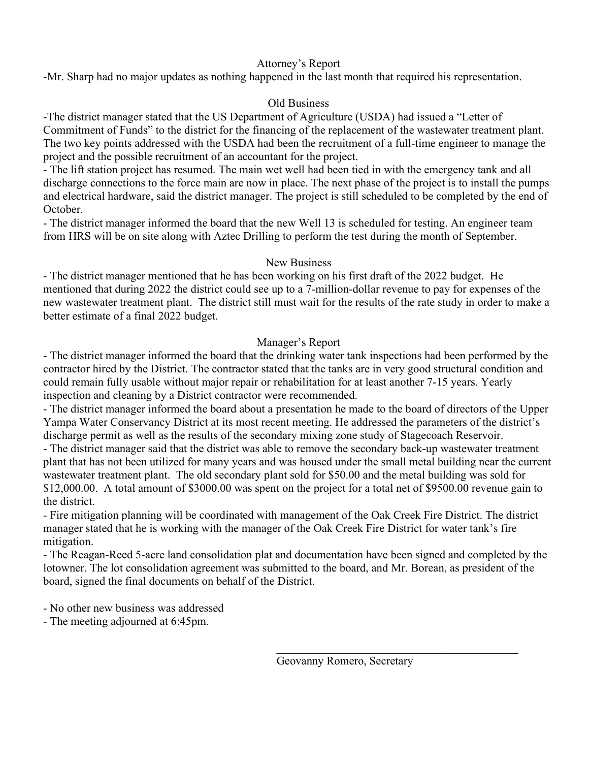## Attorney's Report

-Mr. Sharp had no major updates as nothing happened in the last month that required his representation.

## Old Business

-The district manager stated that the US Department of Agriculture (USDA) had issued a "Letter of Commitment of Funds" to the district for the financing of the replacement of the wastewater treatment plant. The two key points addressed with the USDA had been the recruitment of a full-time engineer to manage the project and the possible recruitment of an accountant for the project.

- The lift station project has resumed. The main wet well had been tied in with the emergency tank and all discharge connections to the force main are now in place. The next phase of the project is to install the pumps and electrical hardware, said the district manager. The project is still scheduled to be completed by the end of October.

- The district manager informed the board that the new Well 13 is scheduled for testing. An engineer team from HRS will be on site along with Aztec Drilling to perform the test during the month of September.

## New Business

- The district manager mentioned that he has been working on his first draft of the 2022 budget. He mentioned that during 2022 the district could see up to a 7-million-dollar revenue to pay for expenses of the new wastewater treatment plant. The district still must wait for the results of the rate study in order to make a better estimate of a final 2022 budget.

## Manager's Report

- The district manager informed the board that the drinking water tank inspections had been performed by the contractor hired by the District. The contractor stated that the tanks are in very good structural condition and could remain fully usable without major repair or rehabilitation for at least another 7-15 years. Yearly inspection and cleaning by a District contractor were recommended.

- The district manager informed the board about a presentation he made to the board of directors of the Upper Yampa Water Conservancy District at its most recent meeting. He addressed the parameters of the district's discharge permit as well as the results of the secondary mixing zone study of Stagecoach Reservoir.

- The district manager said that the district was able to remove the secondary back-up wastewater treatment plant that has not been utilized for many years and was housed under the small metal building near the current wastewater treatment plant. The old secondary plant sold for $50.00 and the metal building was sold for $12,000.00. A total amount of $3000.00 was spent on the project for a total net of $9500.00 revenue gain to the district.

- Fire mitigation planning will be coordinated with management of the Oak Creek Fire District. The district manager stated that he is working with the manager of the Oak Creek Fire District for water tank's fire mitigation.

- The Reagan-Reed 5-acre land consolidation plat and documentation have been signed and completed by the lotowner. The lot consolidation agreement was submitted to the board, and Mr. Borean, as president of the board, signed the final documents on behalf of the District.

- No other new business was addressed
- The meeting adjourned at 6:45pm.

\_\_\_\_\_\_\_\_\_\_\_\_\_\_\_\_\_\_\_\_\_\_\_\_\_\_\_\_\_\_\_\_\_\_\_\_\_\_\_\_

Geovanny Romero, Secretary